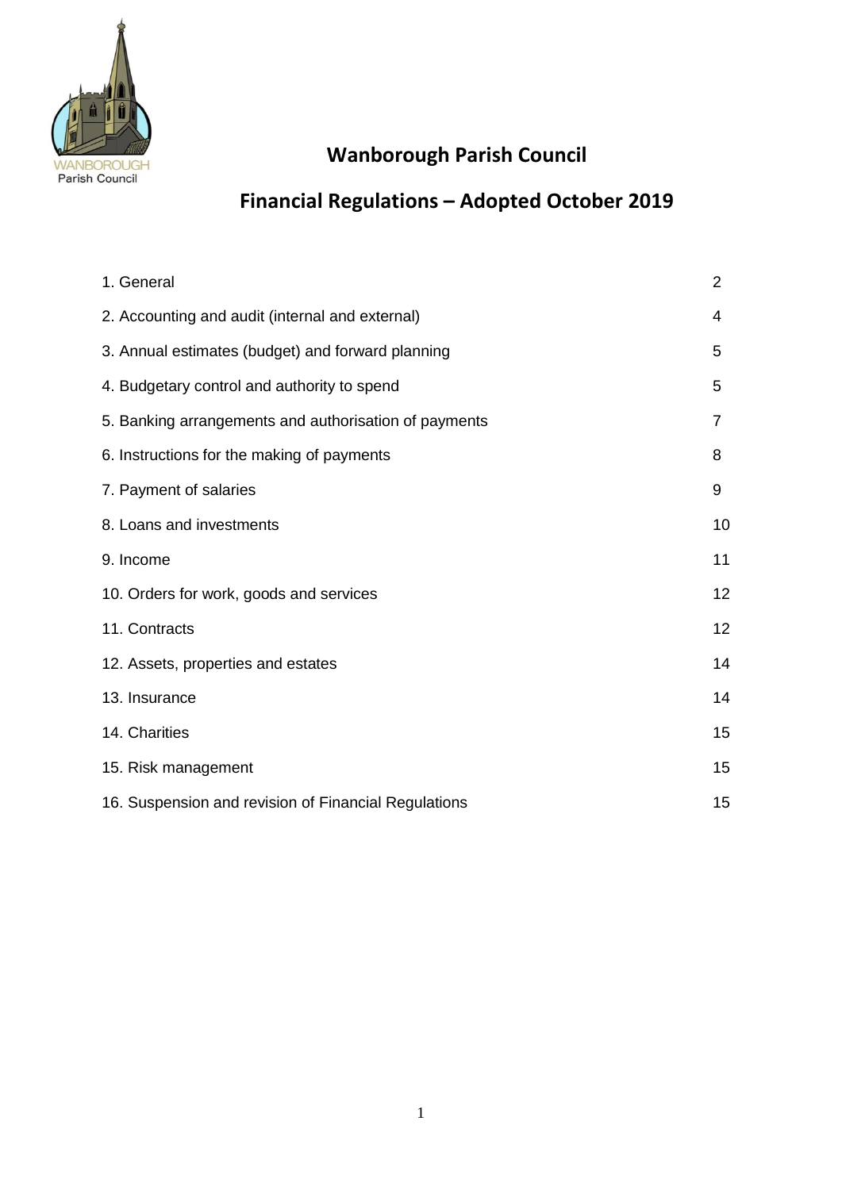# Wanborough Parish Council

## Financial Regulations – Adopted October 2019

| | |
|---|---|
| 1. General | 2 |
| 2. Accounting and audit (internal and external) | 4 |
| 3. Annual estimates (budget) and forward planning | 5 |
| 4. Budgetary control and authority to spend | 5 |
| 5. Banking arrangements and authorisation of payments | 7 |
| 6. Instructions for the making of payments | 8 |
| 7. Payment of salaries | 9 |
| 8. Loans and investments | 10 |
| 9. Income | 11 |
| 10. Orders for work, goods and services | 12 |
| 11. Contracts | 12 |
| 12. Assets, properties and estates | 14 |
| 13. Insurance | 14 |
| 14. Charities | 15 |
| 15. Risk management | 15 |
| 16. Suspension and revision of Financial Regulations | 15 |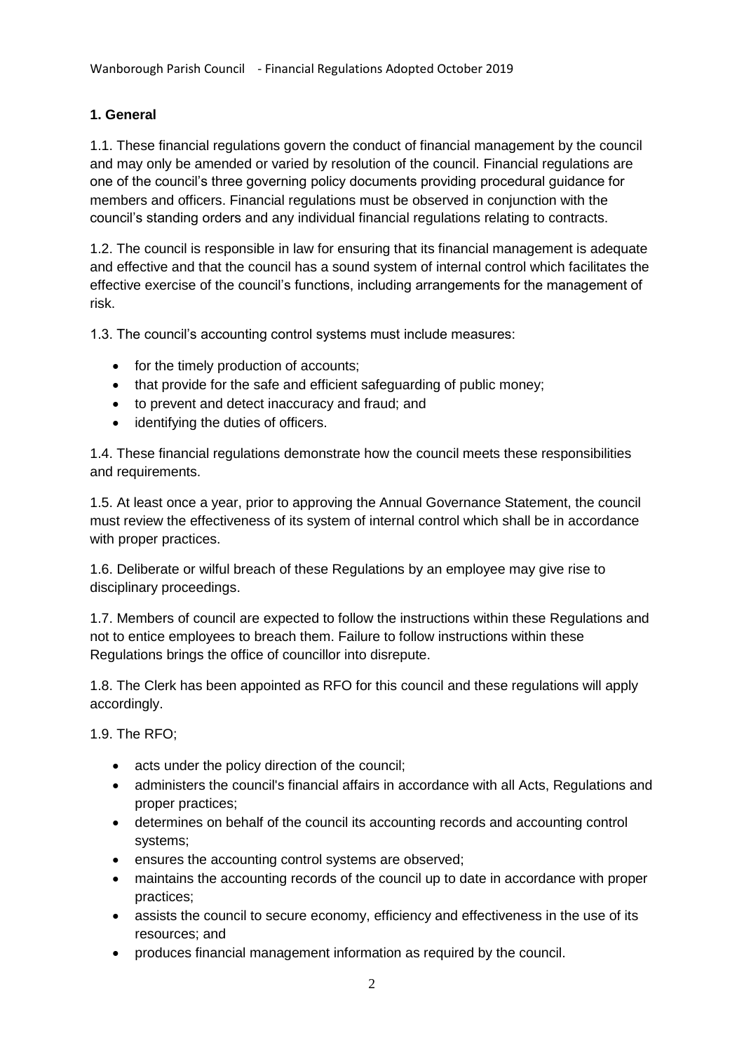## 1. General

1.1. These financial regulations govern the conduct of financial management by the council and may only be amended or varied by resolution of the council. Financial regulations are one of the council's three governing policy documents providing procedural guidance for members and officers. Financial regulations must be observed in conjunction with the council's standing orders and any individual financial regulations relating to contracts.

1.2. The council is responsible in law for ensuring that its financial management is adequate and effective and that the council has a sound system of internal control which facilitates the effective exercise of the council's functions, including arrangements for the management of risk.

1.3. The council's accounting control systems must include measures:

- for the timely production of accounts;
- that provide for the safe and efficient safeguarding of public money;
- to prevent and detect inaccuracy and fraud; and
- identifying the duties of officers.

1.4. These financial regulations demonstrate how the council meets these responsibilities and requirements.

1.5. At least once a year, prior to approving the Annual Governance Statement, the council must review the effectiveness of its system of internal control which shall be in accordance with proper practices.

1.6. Deliberate or wilful breach of these Regulations by an employee may give rise to disciplinary proceedings.

1.7. Members of council are expected to follow the instructions within these Regulations and not to entice employees to breach them. Failure to follow instructions within these Regulations brings the office of councillor into disrepute.

1.8. The Clerk has been appointed as RFO for this council and these regulations will apply accordingly.

1.9. The RFO;

- acts under the policy direction of the council;
- administers the council's financial affairs in accordance with all Acts, Regulations and proper practices;
- determines on behalf of the council its accounting records and accounting control systems;
- ensures the accounting control systems are observed;
- maintains the accounting records of the council up to date in accordance with proper practices;
- assists the council to secure economy, efficiency and effectiveness in the use of its resources; and
- produces financial management information as required by the council.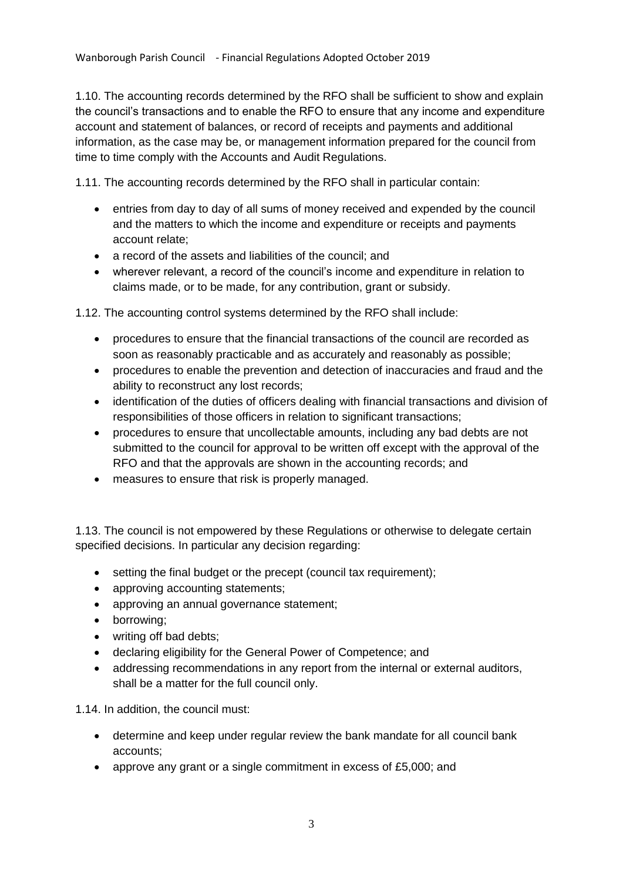1.10. The accounting records determined by the RFO shall be sufficient to show and explain the council's transactions and to enable the RFO to ensure that any income and expenditure account and statement of balances, or record of receipts and payments and additional information, as the case may be, or management information prepared for the council from time to time comply with the Accounts and Audit Regulations.

1.11. The accounting records determined by the RFO shall in particular contain:

- entries from day to day of all sums of money received and expended by the council and the matters to which the income and expenditure or receipts and payments account relate;
- a record of the assets and liabilities of the council; and
- wherever relevant, a record of the council's income and expenditure in relation to claims made, or to be made, for any contribution, grant or subsidy.

1.12. The accounting control systems determined by the RFO shall include:

- procedures to ensure that the financial transactions of the council are recorded as soon as reasonably practicable and as accurately and reasonably as possible;
- procedures to enable the prevention and detection of inaccuracies and fraud and the ability to reconstruct any lost records;
- identification of the duties of officers dealing with financial transactions and division of responsibilities of those officers in relation to significant transactions;
- procedures to ensure that uncollectable amounts, including any bad debts are not submitted to the council for approval to be written off except with the approval of the RFO and that the approvals are shown in the accounting records; and
- measures to ensure that risk is properly managed.

1.13. The council is not empowered by these Regulations or otherwise to delegate certain specified decisions. In particular any decision regarding:

- setting the final budget or the precept (council tax requirement);
- approving accounting statements;
- approving an annual governance statement;
- borrowing;
- writing off bad debts;
- declaring eligibility for the General Power of Competence; and
- addressing recommendations in any report from the internal or external auditors, shall be a matter for the full council only.

1.14. In addition, the council must:

- determine and keep under regular review the bank mandate for all council bank accounts;
- approve any grant or a single commitment in excess of £5,000; and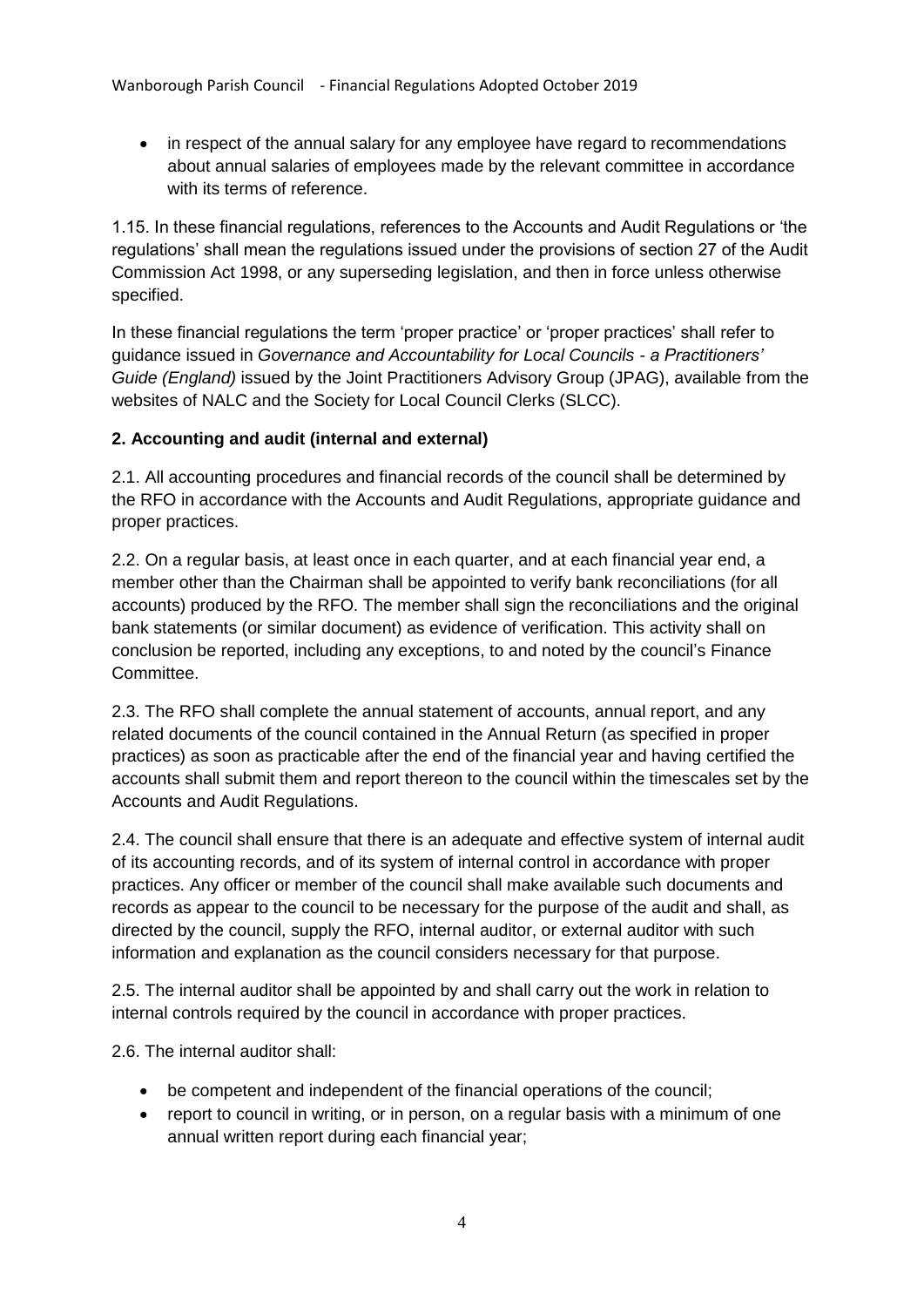- in respect of the annual salary for any employee have regard to recommendations about annual salaries of employees made by the relevant committee in accordance with its terms of reference.

1.15. In these financial regulations, references to the Accounts and Audit Regulations or 'the regulations' shall mean the regulations issued under the provisions of section 27 of the Audit Commission Act 1998, or any superseding legislation, and then in force unless otherwise specified.

In these financial regulations the term 'proper practice' or 'proper practices' shall refer to guidance issued in *Governance and Accountability for Local Councils - a Practitioners' Guide (England)* issued by the Joint Practitioners Advisory Group (JPAG), available from the websites of NALC and the Society for Local Council Clerks (SLCC).

**2. Accounting and audit (internal and external)**

2.1. All accounting procedures and financial records of the council shall be determined by the RFO in accordance with the Accounts and Audit Regulations, appropriate guidance and proper practices.

2.2. On a regular basis, at least once in each quarter, and at each financial year end, a member other than the Chairman shall be appointed to verify bank reconciliations (for all accounts) produced by the RFO. The member shall sign the reconciliations and the original bank statements (or similar document) as evidence of verification. This activity shall on conclusion be reported, including any exceptions, to and noted by the council's Finance Committee.

2.3. The RFO shall complete the annual statement of accounts, annual report, and any related documents of the council contained in the Annual Return (as specified in proper practices) as soon as practicable after the end of the financial year and having certified the accounts shall submit them and report thereon to the council within the timescales set by the Accounts and Audit Regulations.

2.4. The council shall ensure that there is an adequate and effective system of internal audit of its accounting records, and of its system of internal control in accordance with proper practices. Any officer or member of the council shall make available such documents and records as appear to the council to be necessary for the purpose of the audit and shall, as directed by the council, supply the RFO, internal auditor, or external auditor with such information and explanation as the council considers necessary for that purpose.

2.5. The internal auditor shall be appointed by and shall carry out the work in relation to internal controls required by the council in accordance with proper practices.

2.6. The internal auditor shall:

- be competent and independent of the financial operations of the council;
- report to council in writing, or in person, on a regular basis with a minimum of one annual written report during each financial year;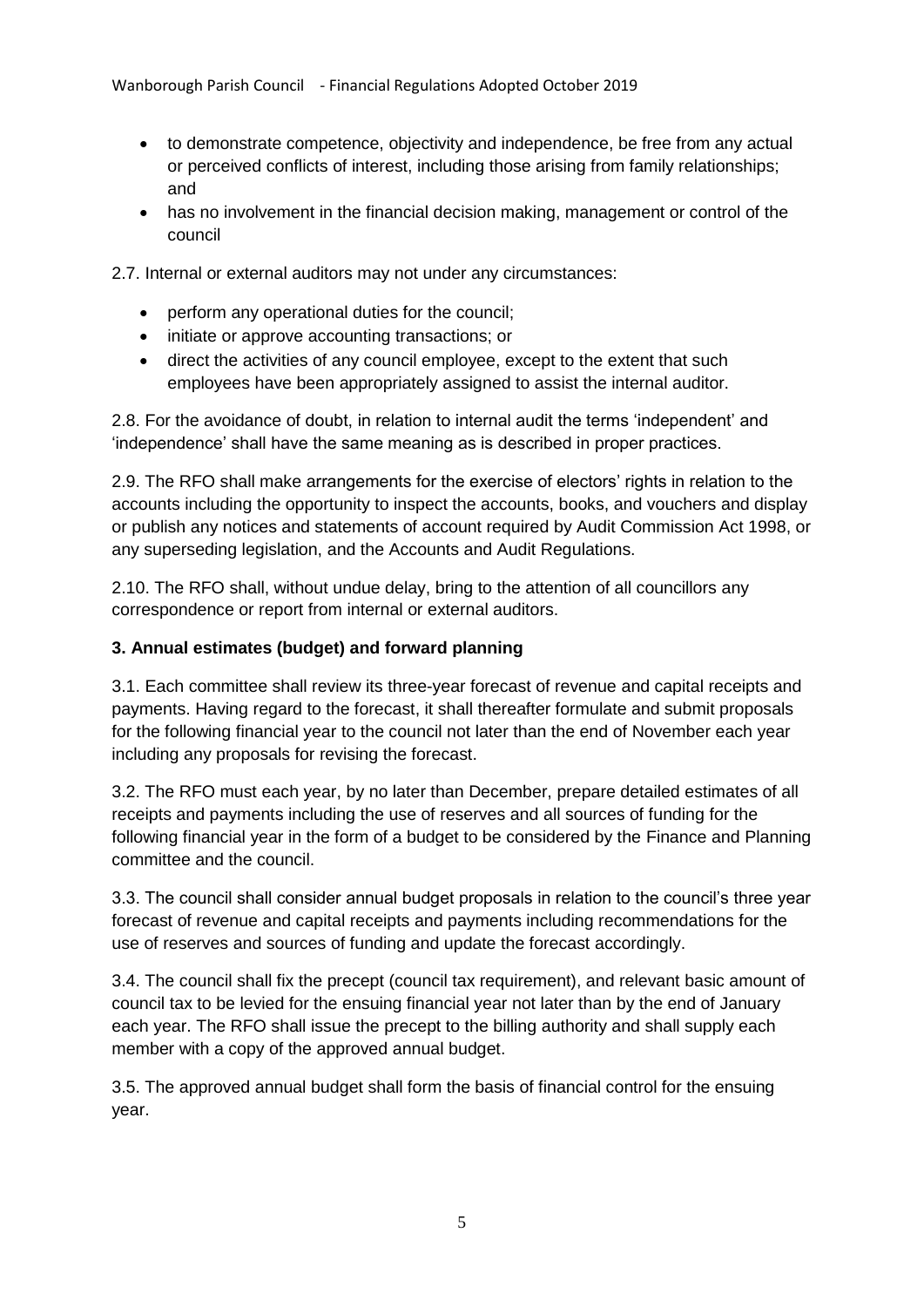- to demonstrate competence, objectivity and independence, be free from any actual or perceived conflicts of interest, including those arising from family relationships; and
- has no involvement in the financial decision making, management or control of the council

2.7. Internal or external auditors may not under any circumstances:

- perform any operational duties for the council;
- initiate or approve accounting transactions; or
- direct the activities of any council employee, except to the extent that such employees have been appropriately assigned to assist the internal auditor.

2.8. For the avoidance of doubt, in relation to internal audit the terms 'independent' and 'independence' shall have the same meaning as is described in proper practices.

2.9. The RFO shall make arrangements for the exercise of electors' rights in relation to the accounts including the opportunity to inspect the accounts, books, and vouchers and display or publish any notices and statements of account required by Audit Commission Act 1998, or any superseding legislation, and the Accounts and Audit Regulations.

2.10. The RFO shall, without undue delay, bring to the attention of all councillors any correspondence or report from internal or external auditors.

### 3. Annual estimates (budget) and forward planning

3.1. Each committee shall review its three-year forecast of revenue and capital receipts and payments. Having regard to the forecast, it shall thereafter formulate and submit proposals for the following financial year to the council not later than the end of November each year including any proposals for revising the forecast.

3.2. The RFO must each year, by no later than December, prepare detailed estimates of all receipts and payments including the use of reserves and all sources of funding for the following financial year in the form of a budget to be considered by the Finance and Planning committee and the council.

3.3. The council shall consider annual budget proposals in relation to the council's three year forecast of revenue and capital receipts and payments including recommendations for the use of reserves and sources of funding and update the forecast accordingly.

3.4. The council shall fix the precept (council tax requirement), and relevant basic amount of council tax to be levied for the ensuing financial year not later than by the end of January each year. The RFO shall issue the precept to the billing authority and shall supply each member with a copy of the approved annual budget.

3.5. The approved annual budget shall form the basis of financial control for the ensuing year.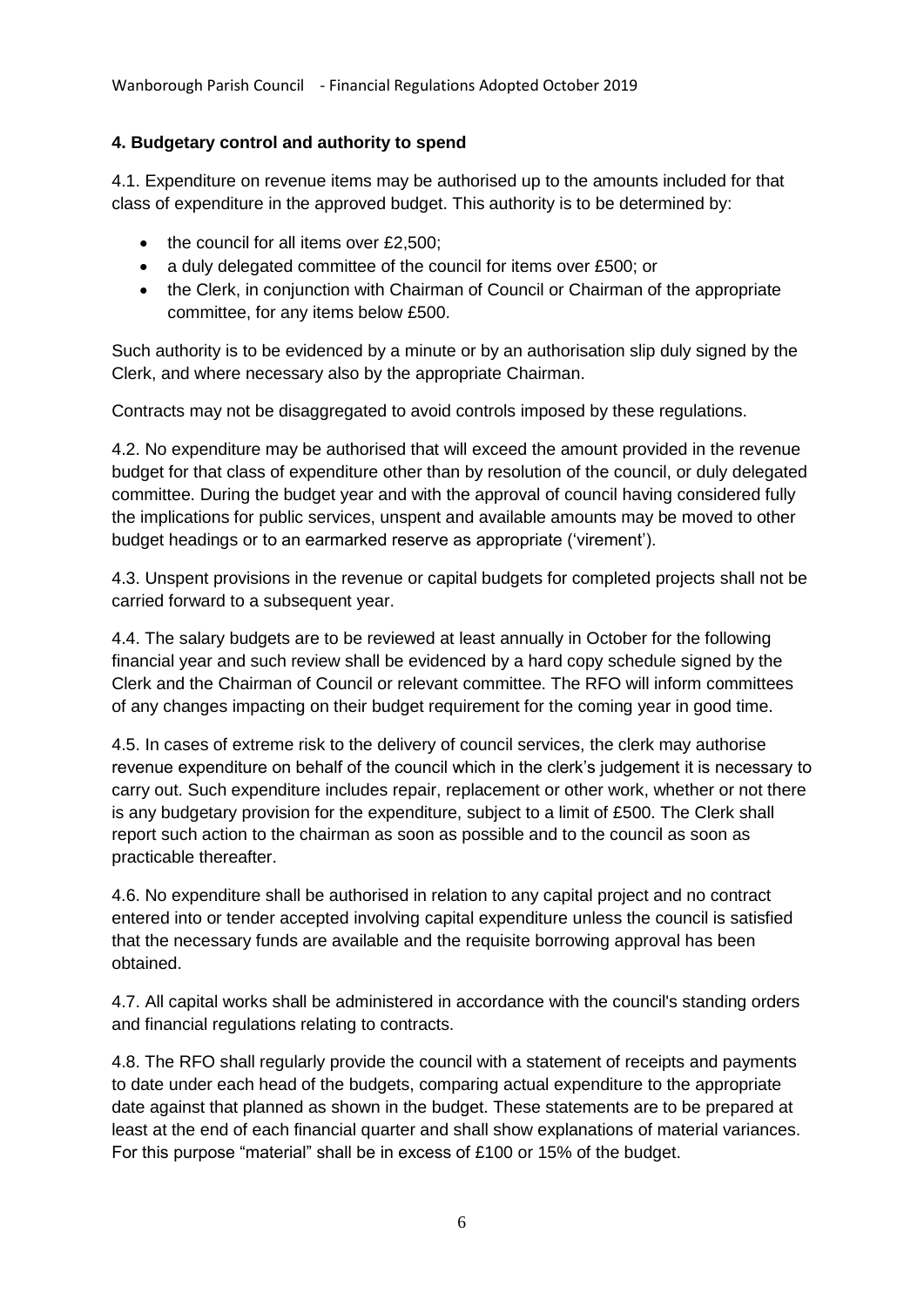## 4. Budgetary control and authority to spend

4.1. Expenditure on revenue items may be authorised up to the amounts included for that class of expenditure in the approved budget. This authority is to be determined by:

- the council for all items over £2,500;
- a duly delegated committee of the council for items over £500; or
- the Clerk, in conjunction with Chairman of Council or Chairman of the appropriate committee, for any items below £500.

Such authority is to be evidenced by a minute or by an authorisation slip duly signed by the Clerk, and where necessary also by the appropriate Chairman.

Contracts may not be disaggregated to avoid controls imposed by these regulations.

4.2. No expenditure may be authorised that will exceed the amount provided in the revenue budget for that class of expenditure other than by resolution of the council, or duly delegated committee. During the budget year and with the approval of council having considered fully the implications for public services, unspent and available amounts may be moved to other budget headings or to an earmarked reserve as appropriate ('virement').

4.3. Unspent provisions in the revenue or capital budgets for completed projects shall not be carried forward to a subsequent year.

4.4. The salary budgets are to be reviewed at least annually in October for the following financial year and such review shall be evidenced by a hard copy schedule signed by the Clerk and the Chairman of Council or relevant committee. The RFO will inform committees of any changes impacting on their budget requirement for the coming year in good time.

4.5. In cases of extreme risk to the delivery of council services, the clerk may authorise revenue expenditure on behalf of the council which in the clerk's judgement it is necessary to carry out. Such expenditure includes repair, replacement or other work, whether or not there is any budgetary provision for the expenditure, subject to a limit of £500. The Clerk shall report such action to the chairman as soon as possible and to the council as soon as practicable thereafter.

4.6. No expenditure shall be authorised in relation to any capital project and no contract entered into or tender accepted involving capital expenditure unless the council is satisfied that the necessary funds are available and the requisite borrowing approval has been obtained.

4.7. All capital works shall be administered in accordance with the council's standing orders and financial regulations relating to contracts.

4.8. The RFO shall regularly provide the council with a statement of receipts and payments to date under each head of the budgets, comparing actual expenditure to the appropriate date against that planned as shown in the budget. These statements are to be prepared at least at the end of each financial quarter and shall show explanations of material variances. For this purpose "material" shall be in excess of £100 or 15% of the budget.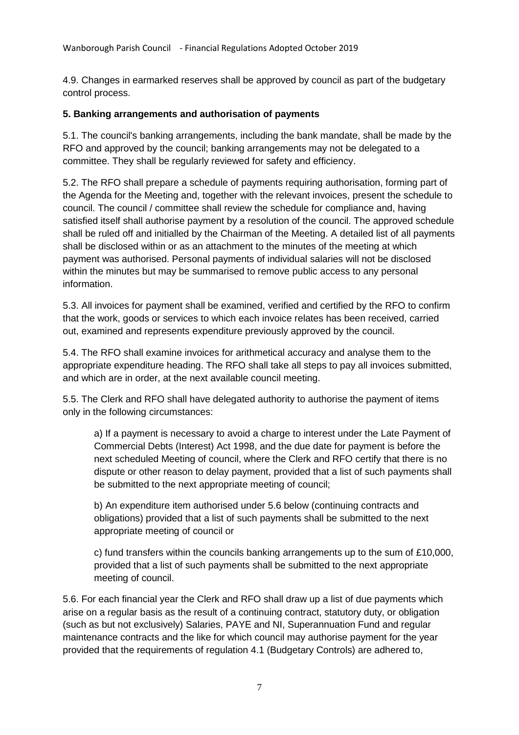4.9. Changes in earmarked reserves shall be approved by council as part of the budgetary control process.

**5. Banking arrangements and authorisation of payments**

5.1. The council's banking arrangements, including the bank mandate, shall be made by the RFO and approved by the council; banking arrangements may not be delegated to a committee. They shall be regularly reviewed for safety and efficiency.

5.2. The RFO shall prepare a schedule of payments requiring authorisation, forming part of the Agenda for the Meeting and, together with the relevant invoices, present the schedule to council. The council / committee shall review the schedule for compliance and, having satisfied itself shall authorise payment by a resolution of the council. The approved schedule shall be ruled off and initialled by the Chairman of the Meeting. A detailed list of all payments shall be disclosed within or as an attachment to the minutes of the meeting at which payment was authorised. Personal payments of individual salaries will not be disclosed within the minutes but may be summarised to remove public access to any personal information.

5.3. All invoices for payment shall be examined, verified and certified by the RFO to confirm that the work, goods or services to which each invoice relates has been received, carried out, examined and represents expenditure previously approved by the council.

5.4. The RFO shall examine invoices for arithmetical accuracy and analyse them to the appropriate expenditure heading. The RFO shall take all steps to pay all invoices submitted, and which are in order, at the next available council meeting.

5.5. The Clerk and RFO shall have delegated authority to authorise the payment of items only in the following circumstances:

> a) If a payment is necessary to avoid a charge to interest under the Late Payment of Commercial Debts (Interest) Act 1998, and the due date for payment is before the next scheduled Meeting of council, where the Clerk and RFO certify that there is no dispute or other reason to delay payment, provided that a list of such payments shall be submitted to the next appropriate meeting of council;
>
> b) An expenditure item authorised under 5.6 below (continuing contracts and obligations) provided that a list of such payments shall be submitted to the next appropriate meeting of council or
>
> c) fund transfers within the councils banking arrangements up to the sum of £10,000, provided that a list of such payments shall be submitted to the next appropriate meeting of council.

5.6. For each financial year the Clerk and RFO shall draw up a list of due payments which arise on a regular basis as the result of a continuing contract, statutory duty, or obligation (such as but not exclusively) Salaries, PAYE and NI, Superannuation Fund and regular maintenance contracts and the like for which council may authorise payment for the year provided that the requirements of regulation 4.1 (Budgetary Controls) are adhered to,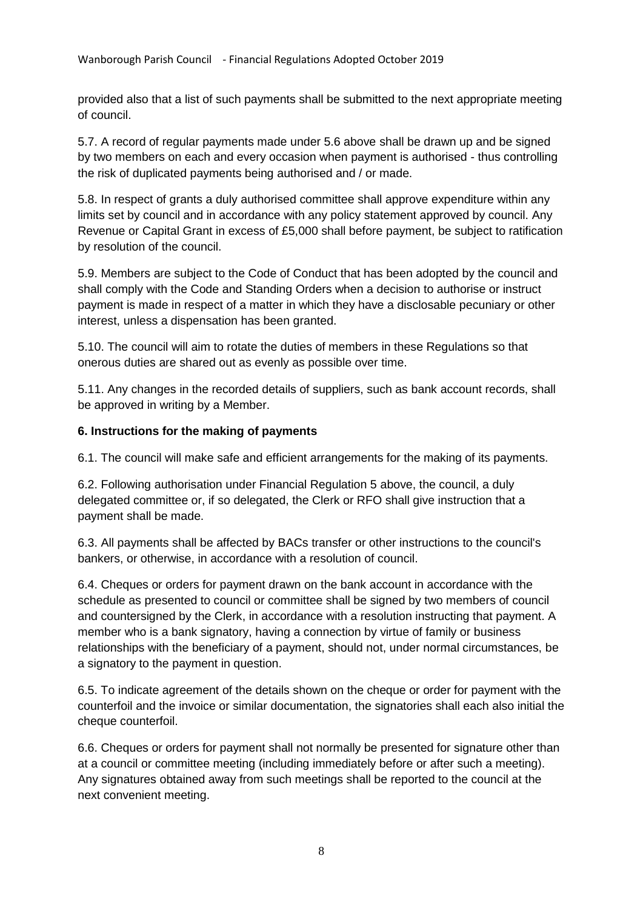provided also that a list of such payments shall be submitted to the next appropriate meeting of council.

5.7. A record of regular payments made under 5.6 above shall be drawn up and be signed by two members on each and every occasion when payment is authorised - thus controlling the risk of duplicated payments being authorised and / or made.

5.8. In respect of grants a duly authorised committee shall approve expenditure within any limits set by council and in accordance with any policy statement approved by council. Any Revenue or Capital Grant in excess of £5,000 shall before payment, be subject to ratification by resolution of the council.

5.9. Members are subject to the Code of Conduct that has been adopted by the council and shall comply with the Code and Standing Orders when a decision to authorise or instruct payment is made in respect of a matter in which they have a disclosable pecuniary or other interest, unless a dispensation has been granted.

5.10. The council will aim to rotate the duties of members in these Regulations so that onerous duties are shared out as evenly as possible over time.

5.11. Any changes in the recorded details of suppliers, such as bank account records, shall be approved in writing by a Member.

**6. Instructions for the making of payments**

6.1. The council will make safe and efficient arrangements for the making of its payments.

6.2. Following authorisation under Financial Regulation 5 above, the council, a duly delegated committee or, if so delegated, the Clerk or RFO shall give instruction that a payment shall be made.

6.3. All payments shall be affected by BACs transfer or other instructions to the council's bankers, or otherwise, in accordance with a resolution of council.

6.4. Cheques or orders for payment drawn on the bank account in accordance with the schedule as presented to council or committee shall be signed by two members of council and countersigned by the Clerk, in accordance with a resolution instructing that payment. A member who is a bank signatory, having a connection by virtue of family or business relationships with the beneficiary of a payment, should not, under normal circumstances, be a signatory to the payment in question.

6.5. To indicate agreement of the details shown on the cheque or order for payment with the counterfoil and the invoice or similar documentation, the signatories shall each also initial the cheque counterfoil.

6.6. Cheques or orders for payment shall not normally be presented for signature other than at a council or committee meeting (including immediately before or after such a meeting). Any signatures obtained away from such meetings shall be reported to the council at the next convenient meeting.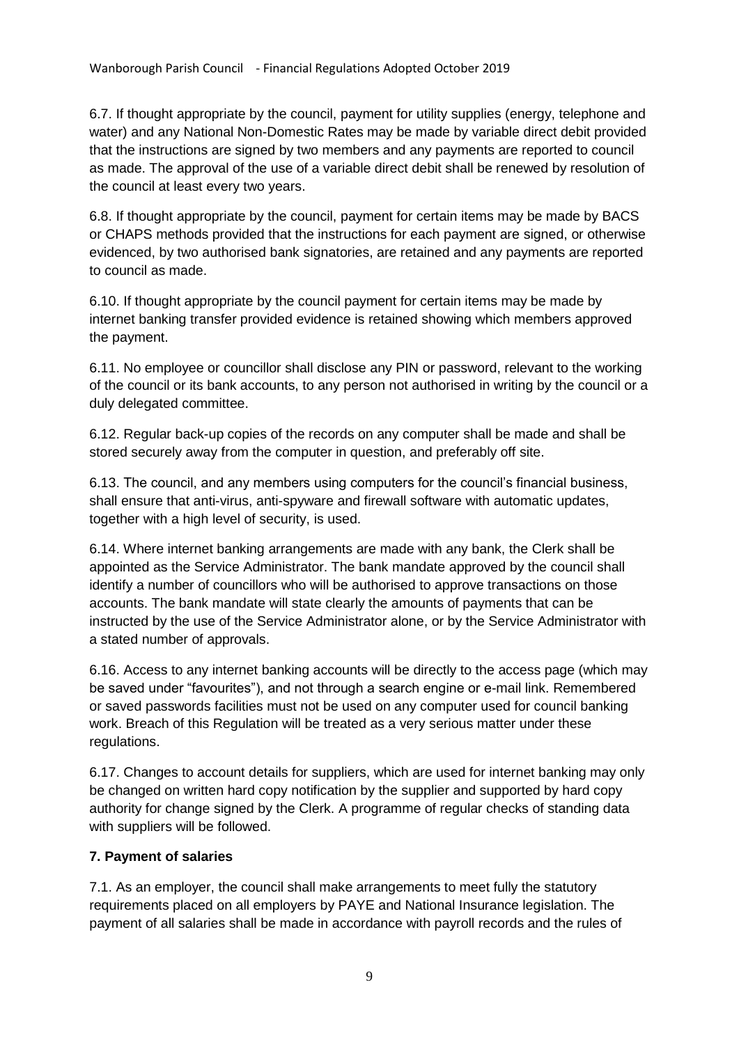6.7. If thought appropriate by the council, payment for utility supplies (energy, telephone and water) and any National Non-Domestic Rates may be made by variable direct debit provided that the instructions are signed by two members and any payments are reported to council as made. The approval of the use of a variable direct debit shall be renewed by resolution of the council at least every two years.

6.8. If thought appropriate by the council, payment for certain items may be made by BACS or CHAPS methods provided that the instructions for each payment are signed, or otherwise evidenced, by two authorised bank signatories, are retained and any payments are reported to council as made.

6.10. If thought appropriate by the council payment for certain items may be made by internet banking transfer provided evidence is retained showing which members approved the payment.

6.11. No employee or councillor shall disclose any PIN or password, relevant to the working of the council or its bank accounts, to any person not authorised in writing by the council or a duly delegated committee.

6.12. Regular back-up copies of the records on any computer shall be made and shall be stored securely away from the computer in question, and preferably off site.

6.13. The council, and any members using computers for the council's financial business, shall ensure that anti-virus, anti-spyware and firewall software with automatic updates, together with a high level of security, is used.

6.14. Where internet banking arrangements are made with any bank, the Clerk shall be appointed as the Service Administrator. The bank mandate approved by the council shall identify a number of councillors who will be authorised to approve transactions on those accounts. The bank mandate will state clearly the amounts of payments that can be instructed by the use of the Service Administrator alone, or by the Service Administrator with a stated number of approvals.

6.16. Access to any internet banking accounts will be directly to the access page (which may be saved under "favourites"), and not through a search engine or e-mail link. Remembered or saved passwords facilities must not be used on any computer used for council banking work. Breach of this Regulation will be treated as a very serious matter under these regulations.

6.17. Changes to account details for suppliers, which are used for internet banking may only be changed on written hard copy notification by the supplier and supported by hard copy authority for change signed by the Clerk. A programme of regular checks of standing data with suppliers will be followed.

## 7. Payment of salaries

7.1. As an employer, the council shall make arrangements to meet fully the statutory requirements placed on all employers by PAYE and National Insurance legislation. The payment of all salaries shall be made in accordance with payroll records and the rules of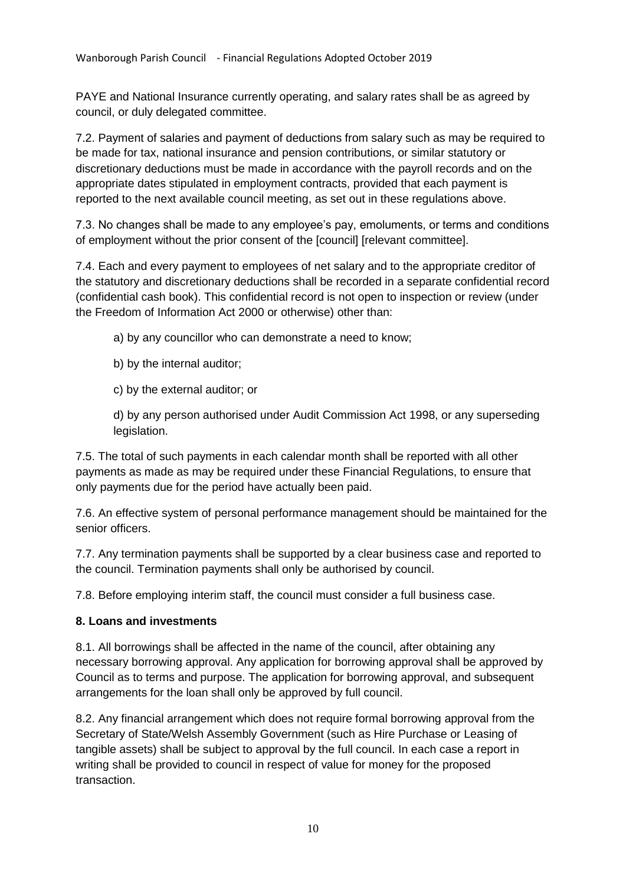PAYE and National Insurance currently operating, and salary rates shall be as agreed by council, or duly delegated committee.

7.2. Payment of salaries and payment of deductions from salary such as may be required to be made for tax, national insurance and pension contributions, or similar statutory or discretionary deductions must be made in accordance with the payroll records and on the appropriate dates stipulated in employment contracts, provided that each payment is reported to the next available council meeting, as set out in these regulations above.

7.3. No changes shall be made to any employee's pay, emoluments, or terms and conditions of employment without the prior consent of the [council] [relevant committee].

7.4. Each and every payment to employees of net salary and to the appropriate creditor of the statutory and discretionary deductions shall be recorded in a separate confidential record (confidential cash book). This confidential record is not open to inspection or review (under the Freedom of Information Act 2000 or otherwise) other than:

a) by any councillor who can demonstrate a need to know;

b) by the internal auditor;

c) by the external auditor; or

d) by any person authorised under Audit Commission Act 1998, or any superseding legislation.

7.5. The total of such payments in each calendar month shall be reported with all other payments as made as may be required under these Financial Regulations, to ensure that only payments due for the period have actually been paid.

7.6. An effective system of personal performance management should be maintained for the senior officers.

7.7. Any termination payments shall be supported by a clear business case and reported to the council. Termination payments shall only be authorised by council.

7.8. Before employing interim staff, the council must consider a full business case.

**8. Loans and investments**

8.1. All borrowings shall be affected in the name of the council, after obtaining any necessary borrowing approval. Any application for borrowing approval shall be approved by Council as to terms and purpose. The application for borrowing approval, and subsequent arrangements for the loan shall only be approved by full council.

8.2. Any financial arrangement which does not require formal borrowing approval from the Secretary of State/Welsh Assembly Government (such as Hire Purchase or Leasing of tangible assets) shall be subject to approval by the full council. In each case a report in writing shall be provided to council in respect of value for money for the proposed transaction.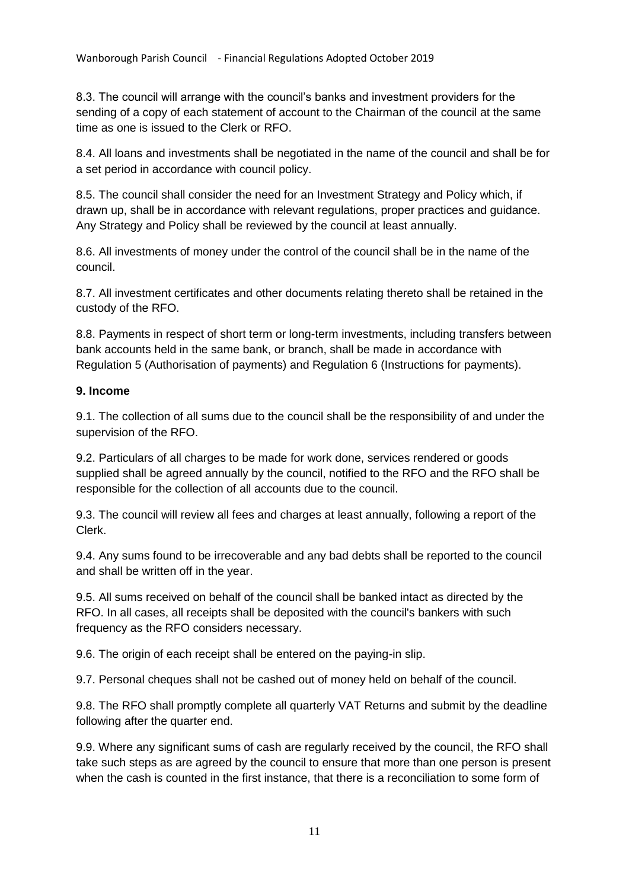8.3. The council will arrange with the council's banks and investment providers for the sending of a copy of each statement of account to the Chairman of the council at the same time as one is issued to the Clerk or RFO.

8.4. All loans and investments shall be negotiated in the name of the council and shall be for a set period in accordance with council policy.

8.5. The council shall consider the need for an Investment Strategy and Policy which, if drawn up, shall be in accordance with relevant regulations, proper practices and guidance. Any Strategy and Policy shall be reviewed by the council at least annually.

8.6. All investments of money under the control of the council shall be in the name of the council.

8.7. All investment certificates and other documents relating thereto shall be retained in the custody of the RFO.

8.8. Payments in respect of short term or long-term investments, including transfers between bank accounts held in the same bank, or branch, shall be made in accordance with Regulation 5 (Authorisation of payments) and Regulation 6 (Instructions for payments).

**9. Income**

9.1. The collection of all sums due to the council shall be the responsibility of and under the supervision of the RFO.

9.2. Particulars of all charges to be made for work done, services rendered or goods supplied shall be agreed annually by the council, notified to the RFO and the RFO shall be responsible for the collection of all accounts due to the council.

9.3. The council will review all fees and charges at least annually, following a report of the Clerk.

9.4. Any sums found to be irrecoverable and any bad debts shall be reported to the council and shall be written off in the year.

9.5. All sums received on behalf of the council shall be banked intact as directed by the RFO. In all cases, all receipts shall be deposited with the council's bankers with such frequency as the RFO considers necessary.

9.6. The origin of each receipt shall be entered on the paying-in slip.

9.7. Personal cheques shall not be cashed out of money held on behalf of the council.

9.8. The RFO shall promptly complete all quarterly VAT Returns and submit by the deadline following after the quarter end.

9.9. Where any significant sums of cash are regularly received by the council, the RFO shall take such steps as are agreed by the council to ensure that more than one person is present when the cash is counted in the first instance, that there is a reconciliation to some form of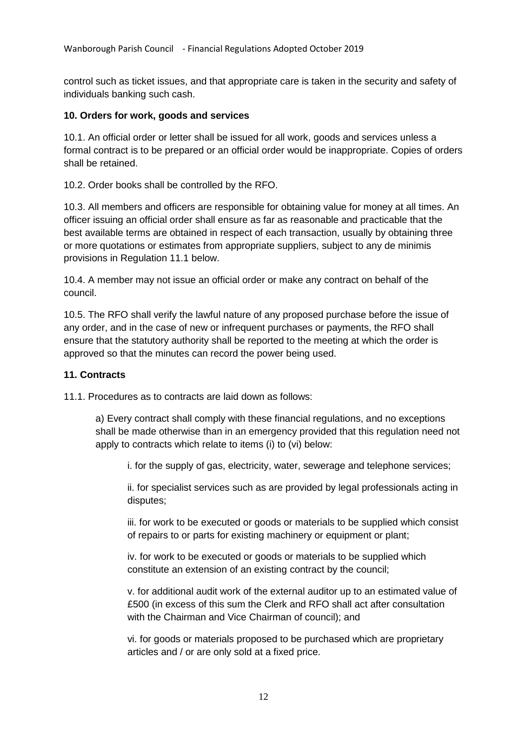control such as ticket issues, and that appropriate care is taken in the security and safety of individuals banking such cash.

**10. Orders for work, goods and services**

10.1. An official order or letter shall be issued for all work, goods and services unless a formal contract is to be prepared or an official order would be inappropriate. Copies of orders shall be retained.

10.2. Order books shall be controlled by the RFO.

10.3. All members and officers are responsible for obtaining value for money at all times. An officer issuing an official order shall ensure as far as reasonable and practicable that the best available terms are obtained in respect of each transaction, usually by obtaining three or more quotations or estimates from appropriate suppliers, subject to any de minimis provisions in Regulation 11.1 below.

10.4. A member may not issue an official order or make any contract on behalf of the council.

10.5. The RFO shall verify the lawful nature of any proposed purchase before the issue of any order, and in the case of new or infrequent purchases or payments, the RFO shall ensure that the statutory authority shall be reported to the meeting at which the order is approved so that the minutes can record the power being used.

**11. Contracts**

11.1. Procedures as to contracts are laid down as follows:

a) Every contract shall comply with these financial regulations, and no exceptions shall be made otherwise than in an emergency provided that this regulation need not apply to contracts which relate to items (i) to (vi) below:

i. for the supply of gas, electricity, water, sewerage and telephone services;

ii. for specialist services such as are provided by legal professionals acting in disputes;

iii. for work to be executed or goods or materials to be supplied which consist of repairs to or parts for existing machinery or equipment or plant;

iv. for work to be executed or goods or materials to be supplied which constitute an extension of an existing contract by the council;

v. for additional audit work of the external auditor up to an estimated value of £500 (in excess of this sum the Clerk and RFO shall act after consultation with the Chairman and Vice Chairman of council); and

vi. for goods or materials proposed to be purchased which are proprietary articles and / or are only sold at a fixed price.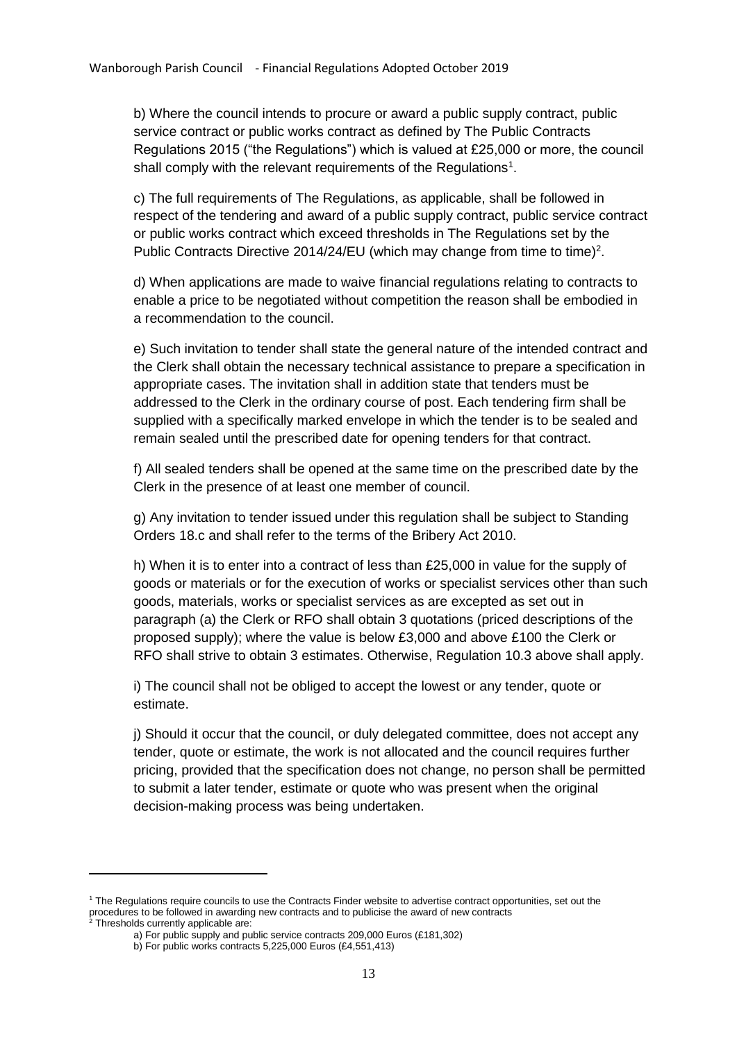b) Where the council intends to procure or award a public supply contract, public service contract or public works contract as defined by The Public Contracts Regulations 2015 ("the Regulations") which is valued at £25,000 or more, the council shall comply with the relevant requirements of the Regulations[1].

c) The full requirements of The Regulations, as applicable, shall be followed in respect of the tendering and award of a public supply contract, public service contract or public works contract which exceed thresholds in The Regulations set by the Public Contracts Directive 2014/24/EU (which may change from time to time)[2].

d) When applications are made to waive financial regulations relating to contracts to enable a price to be negotiated without competition the reason shall be embodied in a recommendation to the council.

e) Such invitation to tender shall state the general nature of the intended contract and the Clerk shall obtain the necessary technical assistance to prepare a specification in appropriate cases. The invitation shall in addition state that tenders must be addressed to the Clerk in the ordinary course of post. Each tendering firm shall be supplied with a specifically marked envelope in which the tender is to be sealed and remain sealed until the prescribed date for opening tenders for that contract.

f) All sealed tenders shall be opened at the same time on the prescribed date by the Clerk in the presence of at least one member of council.

g) Any invitation to tender issued under this regulation shall be subject to Standing Orders 18.c and shall refer to the terms of the Bribery Act 2010.

h) When it is to enter into a contract of less than £25,000 in value for the supply of goods or materials or for the execution of works or specialist services other than such goods, materials, works or specialist services as are excepted as set out in paragraph (a) the Clerk or RFO shall obtain 3 quotations (priced descriptions of the proposed supply); where the value is below £3,000 and above £100 the Clerk or RFO shall strive to obtain 3 estimates. Otherwise, Regulation 10.3 above shall apply.

i) The council shall not be obliged to accept the lowest or any tender, quote or estimate.

j) Should it occur that the council, or duly delegated committee, does not accept any tender, quote or estimate, the work is not allocated and the council requires further pricing, provided that the specification does not change, no person shall be permitted to submit a later tender, estimate or quote who was present when the original decision-making process was being undertaken.

---

[1] The Regulations require councils to use the Contracts Finder website to advertise contract opportunities, set out the procedures to be followed in awarding new contracts and to publicise the award of new contracts

[2] Thresholds currently applicable are:

a) For public supply and public service contracts 209,000 Euros (£181,302)

b) For public works contracts 5,225,000 Euros (£4,551,413)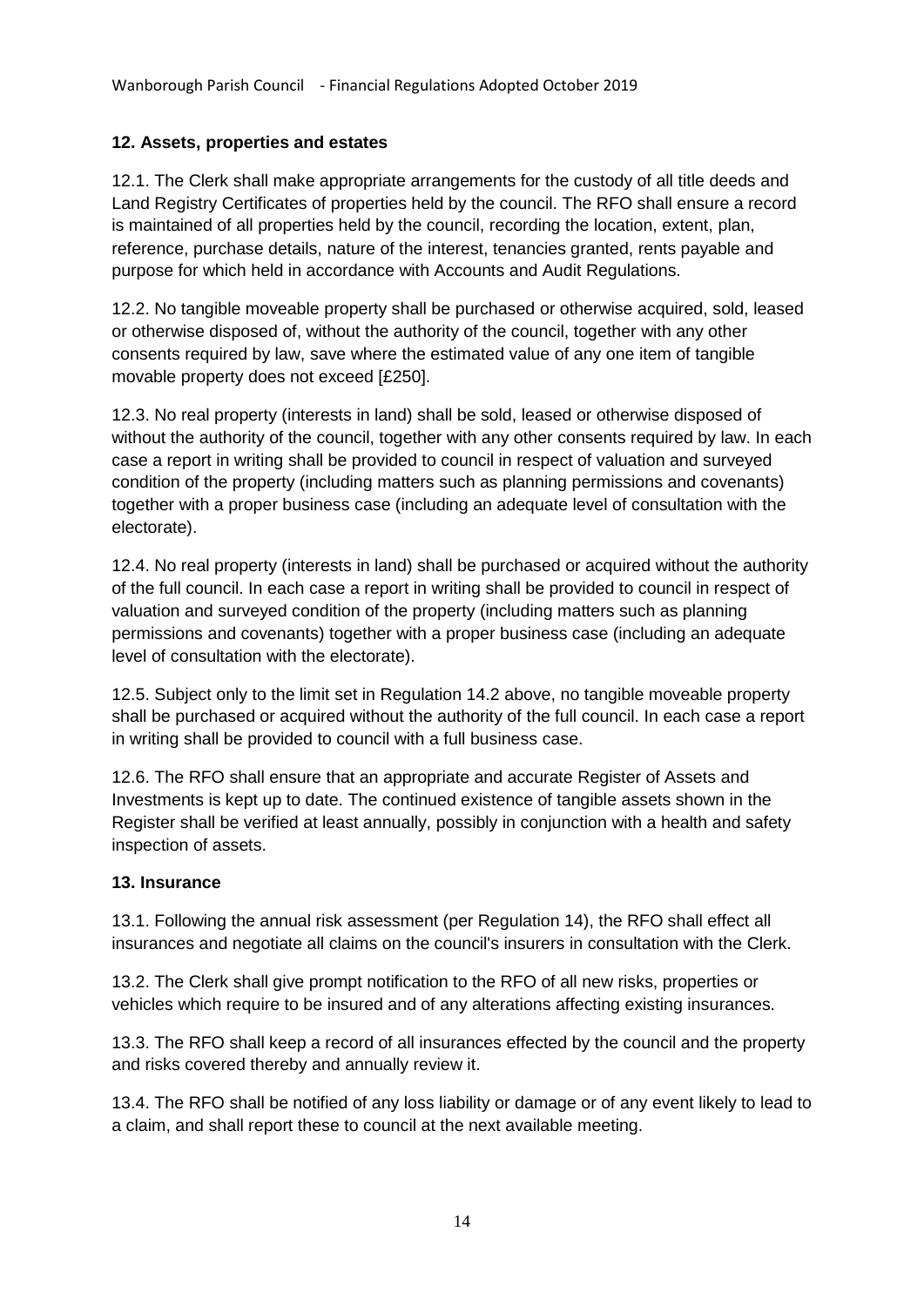## 12. Assets, properties and estates

12.1. The Clerk shall make appropriate arrangements for the custody of all title deeds and Land Registry Certificates of properties held by the council. The RFO shall ensure a record is maintained of all properties held by the council, recording the location, extent, plan, reference, purchase details, nature of the interest, tenancies granted, rents payable and purpose for which held in accordance with Accounts and Audit Regulations.

12.2. No tangible moveable property shall be purchased or otherwise acquired, sold, leased or otherwise disposed of, without the authority of the council, together with any other consents required by law, save where the estimated value of any one item of tangible movable property does not exceed [£250].

12.3. No real property (interests in land) shall be sold, leased or otherwise disposed of without the authority of the council, together with any other consents required by law. In each case a report in writing shall be provided to council in respect of valuation and surveyed condition of the property (including matters such as planning permissions and covenants) together with a proper business case (including an adequate level of consultation with the electorate).

12.4. No real property (interests in land) shall be purchased or acquired without the authority of the full council. In each case a report in writing shall be provided to council in respect of valuation and surveyed condition of the property (including matters such as planning permissions and covenants) together with a proper business case (including an adequate level of consultation with the electorate).

12.5. Subject only to the limit set in Regulation 14.2 above, no tangible moveable property shall be purchased or acquired without the authority of the full council. In each case a report in writing shall be provided to council with a full business case.

12.6. The RFO shall ensure that an appropriate and accurate Register of Assets and Investments is kept up to date. The continued existence of tangible assets shown in the Register shall be verified at least annually, possibly in conjunction with a health and safety inspection of assets.

## 13. Insurance

13.1. Following the annual risk assessment (per Regulation 14), the RFO shall effect all insurances and negotiate all claims on the council's insurers in consultation with the Clerk.

13.2. The Clerk shall give prompt notification to the RFO of all new risks, properties or vehicles which require to be insured and of any alterations affecting existing insurances.

13.3. The RFO shall keep a record of all insurances effected by the council and the property and risks covered thereby and annually review it.

13.4. The RFO shall be notified of any loss liability or damage or of any event likely to lead to a claim, and shall report these to council at the next available meeting.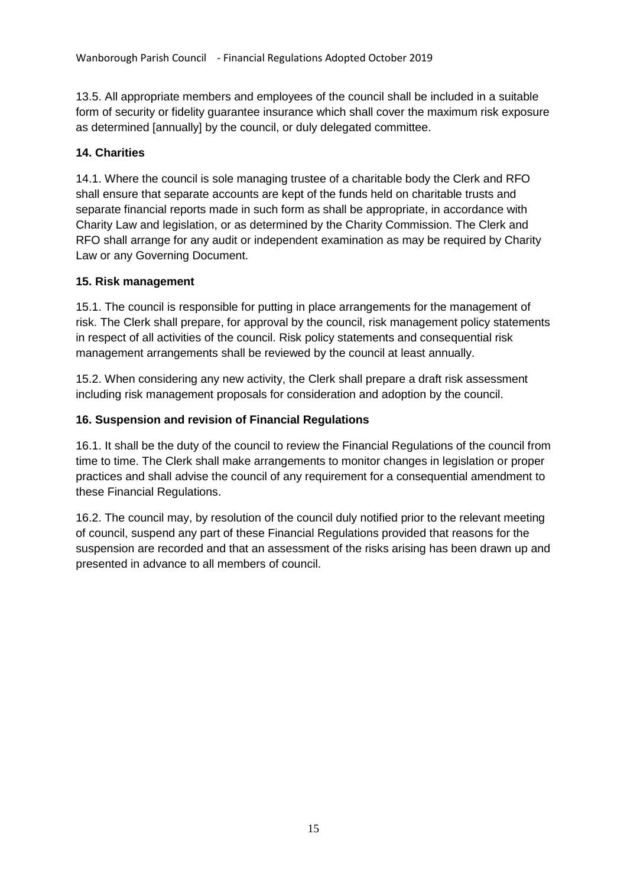13.5. All appropriate members and employees of the council shall be included in a suitable form of security or fidelity guarantee insurance which shall cover the maximum risk exposure as determined [annually] by the council, or duly delegated committee.

**14. Charities**

14.1. Where the council is sole managing trustee of a charitable body the Clerk and RFO shall ensure that separate accounts are kept of the funds held on charitable trusts and separate financial reports made in such form as shall be appropriate, in accordance with Charity Law and legislation, or as determined by the Charity Commission. The Clerk and RFO shall arrange for any audit or independent examination as may be required by Charity Law or any Governing Document.

**15. Risk management**

15.1. The council is responsible for putting in place arrangements for the management of risk. The Clerk shall prepare, for approval by the council, risk management policy statements in respect of all activities of the council. Risk policy statements and consequential risk management arrangements shall be reviewed by the council at least annually.

15.2. When considering any new activity, the Clerk shall prepare a draft risk assessment including risk management proposals for consideration and adoption by the council.

**16. Suspension and revision of Financial Regulations**

16.1. It shall be the duty of the council to review the Financial Regulations of the council from time to time. The Clerk shall make arrangements to monitor changes in legislation or proper practices and shall advise the council of any requirement for a consequential amendment to these Financial Regulations.

16.2. The council may, by resolution of the council duly notified prior to the relevant meeting of council, suspend any part of these Financial Regulations provided that reasons for the suspension are recorded and that an assessment of the risks arising has been drawn up and presented in advance to all members of council.